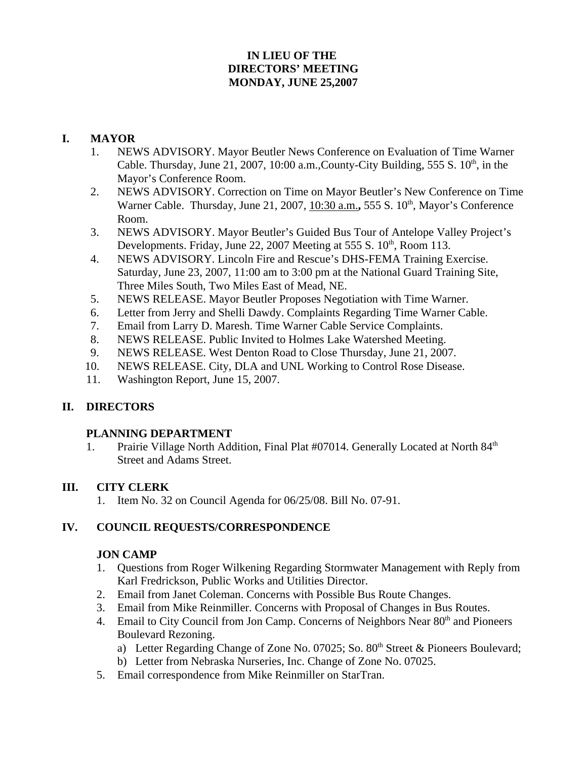**IN LIEU OF THE**
**DIRECTORS' MEETING**
**MONDAY, JUNE 25,2007**

## I. MAYOR

1. NEWS ADVISORY. Mayor Beutler News Conference on Evaluation of Time Warner Cable. Thursday, June 21, 2007, 10:00 a.m.,County-City Building, 555 S. 10th, in the Mayor's Conference Room.
2. NEWS ADVISORY. Correction on Time on Mayor Beutler's New Conference on Time Warner Cable. Thursday, June 21, 2007, <u>10:30 a.m.</u>**,** 555 S. 10th, Mayor's Conference Room.
3. NEWS ADVISORY. Mayor Beutler's Guided Bus Tour of Antelope Valley Project's Developments. Friday, June 22, 2007 Meeting at 555 S. 10th, Room 113.
4. NEWS ADVISORY. Lincoln Fire and Rescue's DHS-FEMA Training Exercise. Saturday, June 23, 2007, 11:00 am to 3:00 pm at the National Guard Training Site, Three Miles South, Two Miles East of Mead, NE.
5. NEWS RELEASE. Mayor Beutler Proposes Negotiation with Time Warner.
6. Letter from Jerry and Shelli Dawdy. Complaints Regarding Time Warner Cable.
7. Email from Larry D. Maresh. Time Warner Cable Service Complaints.
8. NEWS RELEASE. Public Invited to Holmes Lake Watershed Meeting.
9. NEWS RELEASE. West Denton Road to Close Thursday, June 21, 2007.
10. NEWS RELEASE. City, DLA and UNL Working to Control Rose Disease.
11. Washington Report, June 15, 2007.

## II. DIRECTORS

### PLANNING DEPARTMENT

1. Prairie Village North Addition, Final Plat #07014. Generally Located at North 84th Street and Adams Street.

## III. CITY CLERK

1. Item No. 32 on Council Agenda for 06/25/08. Bill No. 07-91.

## IV. COUNCIL REQUESTS/CORRESPONDENCE

### JON CAMP

1. Questions from Roger Wilkening Regarding Stormwater Management with Reply from Karl Fredrickson, Public Works and Utilities Director.
2. Email from Janet Coleman. Concerns with Possible Bus Route Changes.
3. Email from Mike Reinmiller. Concerns with Proposal of Changes in Bus Routes.
4. Email to City Council from Jon Camp. Concerns of Neighbors Near 80th and Pioneers Boulevard Rezoning.
   a) Letter Regarding Change of Zone No. 07025; So. 80th Street & Pioneers Boulevard;
   b) Letter from Nebraska Nurseries, Inc. Change of Zone No. 07025.
5. Email correspondence from Mike Reinmiller on StarTran.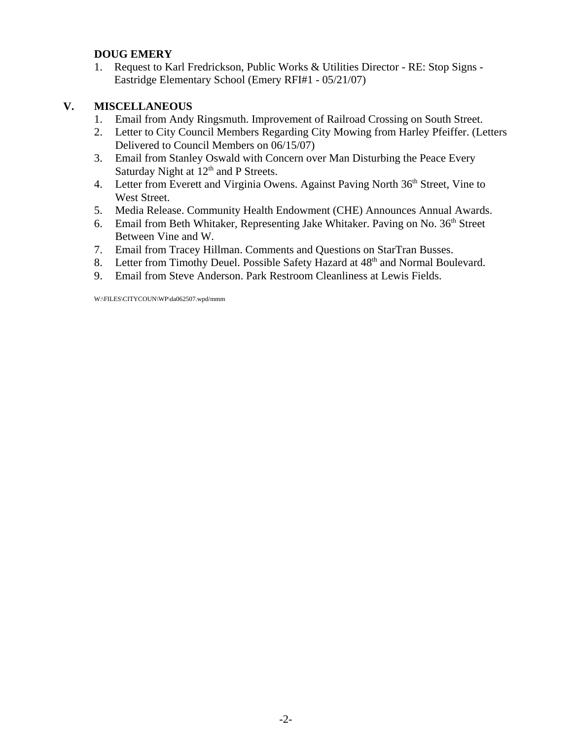**DOUG EMERY**

1. Request to Karl Fredrickson, Public Works & Utilities Director - RE: Stop Signs - Eastridge Elementary School (Emery RFI#1 - 05/21/07)

## V. MISCELLANEOUS

1. Email from Andy Ringsmuth. Improvement of Railroad Crossing on South Street.
2. Letter to City Council Members Regarding City Mowing from Harley Pfeiffer. (Letters Delivered to Council Members on 06/15/07)
3. Email from Stanley Oswald with Concern over Man Disturbing the Peace Every Saturday Night at 12th and P Streets.
4. Letter from Everett and Virginia Owens. Against Paving North 36th Street, Vine to West Street.
5. Media Release. Community Health Endowment (CHE) Announces Annual Awards.
6. Email from Beth Whitaker, Representing Jake Whitaker. Paving on No. 36th Street Between Vine and W.
7. Email from Tracey Hillman. Comments and Questions on StarTran Busses.
8. Letter from Timothy Deuel. Possible Safety Hazard at 48th and Normal Boulevard.
9. Email from Steve Anderson. Park Restroom Cleanliness at Lewis Fields.

W:\FILES\CITYCOUN\WP\da062507.wpd/mmm